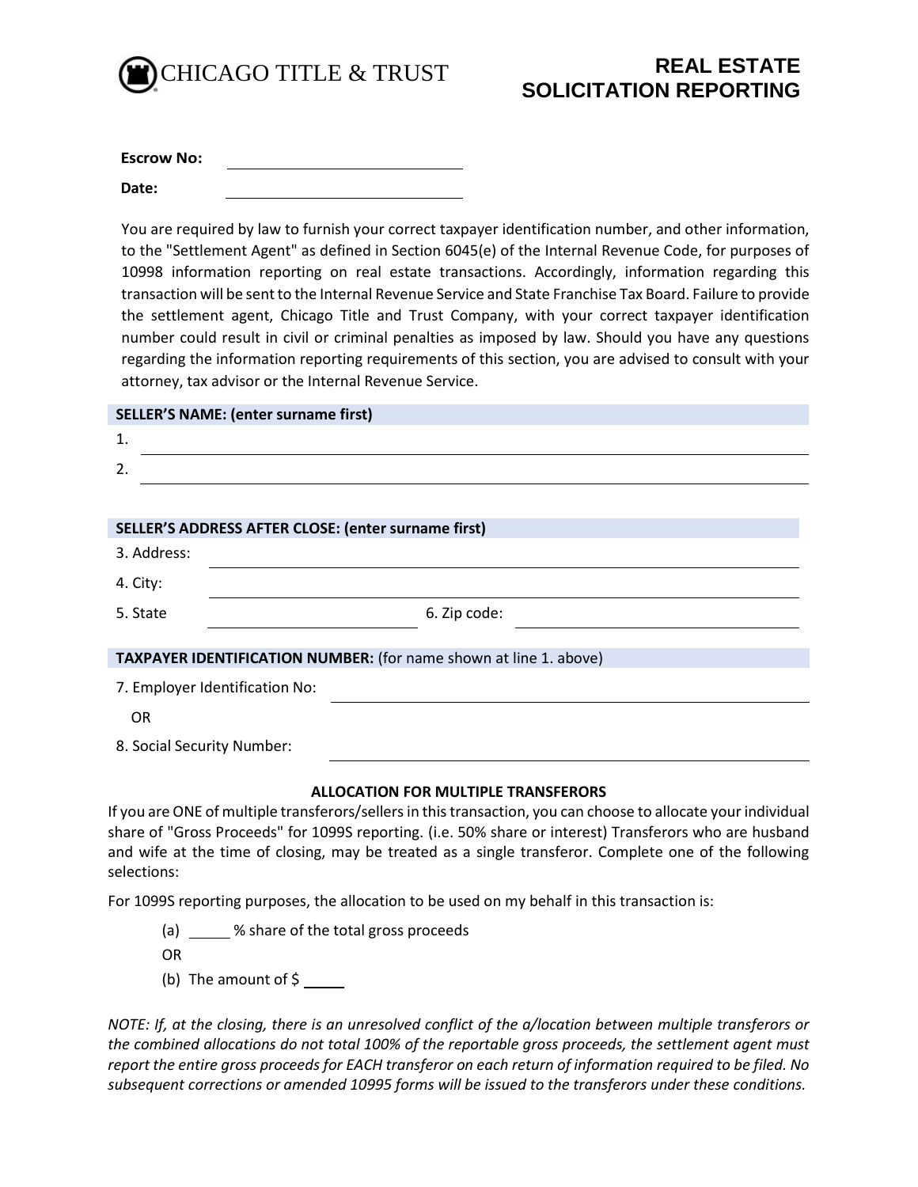CHICAGO TITLE & TRUST

# REAL ESTATE SOLICITATION REPORTING

**Escrow No:** ______________________

**Date:** ______________________

You are required by law to furnish your correct taxpayer identification number, and other information, to the "Settlement Agent" as defined in Section 6045(e) of the Internal Revenue Code, for purposes of 10998 information reporting on real estate transactions. Accordingly, information regarding this transaction will be sent to the Internal Revenue Service and State Franchise Tax Board. Failure to provide the settlement agent, Chicago Title and Trust Company, with your correct taxpayer identification number could result in civil or criminal penalties as imposed by law. Should you have any questions regarding the information reporting requirements of this section, you are advised to consult with your attorney, tax advisor or the Internal Revenue Service.

**SELLER'S NAME: (enter surname first)**

1. ______________________
2. ______________________

**SELLER'S ADDRESS AFTER CLOSE: (enter surname first)**

3. Address: ______________________

4. City: ______________________

5. State ______________________ 6. Zip code: ______________________

**TAXPAYER IDENTIFICATION NUMBER:** (for name shown at line 1. above)

7. Employer Identification No: ______________________

OR

8. Social Security Number: ______________________

**ALLOCATION FOR MULTIPLE TRANSFERORS**

If you are ONE of multiple transferors/sellers in this transaction, you can choose to allocate your individual share of "Gross Proceeds" for 1099S reporting. (i.e. 50% share or interest) Transferors who are husband and wife at the time of closing, may be treated as a single transferor. Complete one of the following selections:

For 1099S reporting purposes, the allocation to be used on my behalf in this transaction is:

(a) _____ % share of the total gross proceeds

OR

(b) The amount of $ _____

*NOTE: If, at the closing, there is an unresolved conflict of the a/location between multiple transferors or the combined allocations do not total 100% of the reportable gross proceeds, the settlement agent must report the entire gross proceeds for EACH transferor on each return of information required to be filed. No subsequent corrections or amended 10995 forms will be issued to the transferors under these conditions.*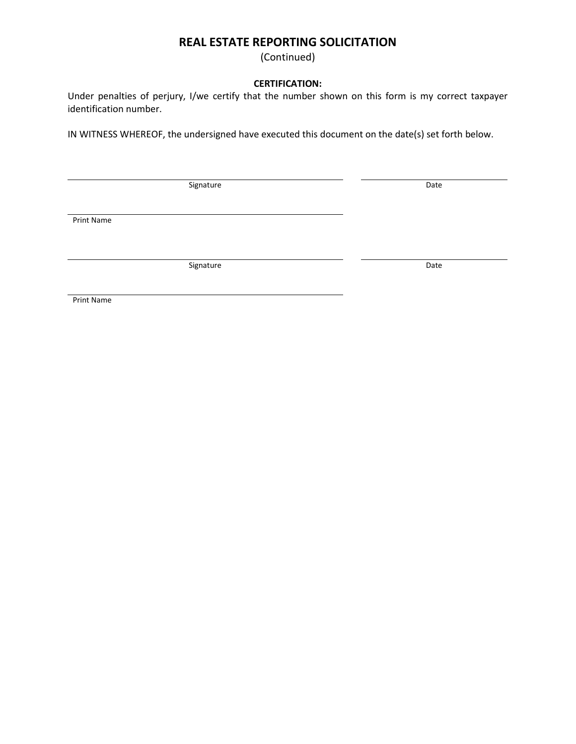# REAL ESTATE REPORTING SOLICITATION

(Continued)

**CERTIFICATION:**

Under penalties of perjury, I/we certify that the number shown on this form is my correct taxpayer identification number.

IN WITNESS WHEREOF, the undersigned have executed this document on the date(s) set forth below.

_______________________________________________ &nbsp;&nbsp;&nbsp; ____________________________
Signature &nbsp;&nbsp;&nbsp; Date

_______________________________________________
Print Name

_______________________________________________ &nbsp;&nbsp;&nbsp; ____________________________
Signature &nbsp;&nbsp;&nbsp; Date

_______________________________________________
Print Name